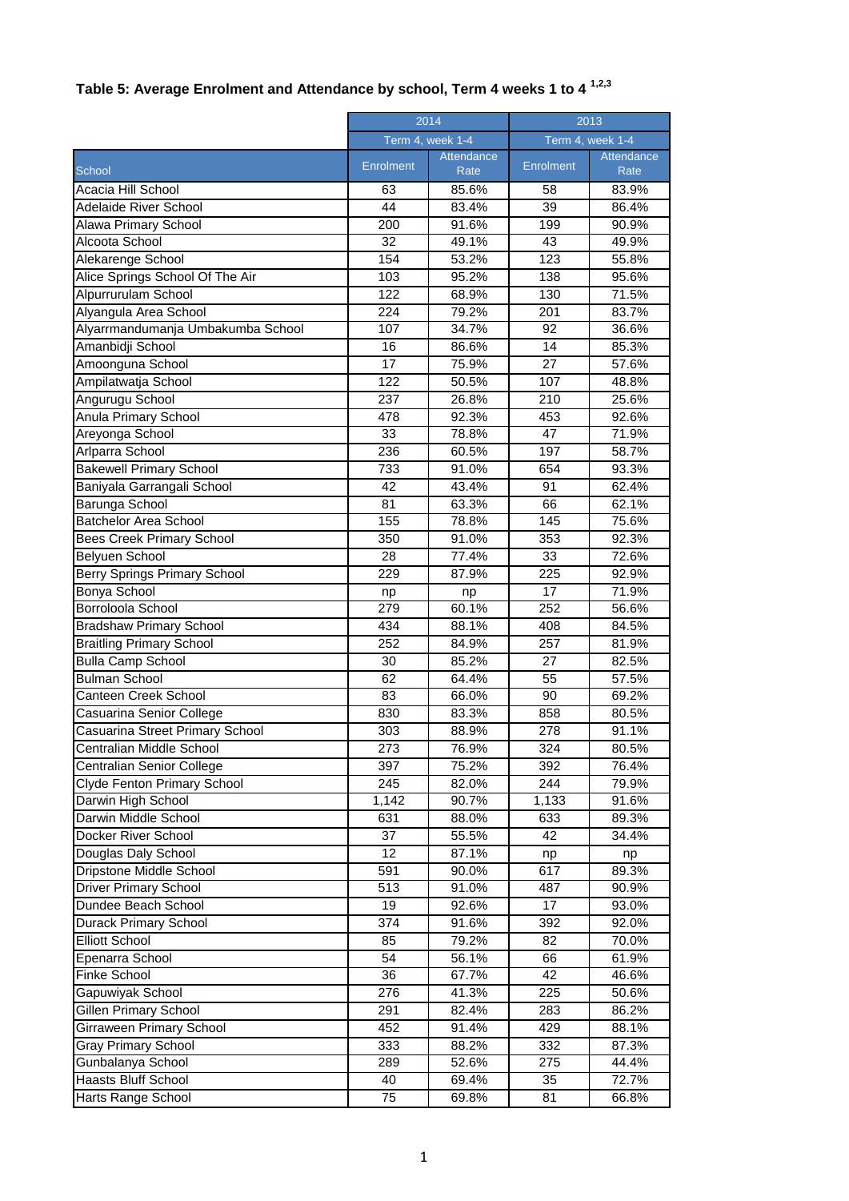## Table 5: Average Enrolment and Attendance by school, Term 4 weeks 1 to 4 [1,2,3]

| | 2014 | | 2013 | |
|---|---|---|---|---|
| | Term 4, week 1-4 | | Term 4, week 1-4 | |
| School | Enrolment | Attendance Rate | Enrolment | Attendance Rate |
| Acacia Hill School | 63 | 85.6% | 58 | 83.9% |
| Adelaide River School | 44 | 83.4% | 39 | 86.4% |
| Alawa Primary School | 200 | 91.6% | 199 | 90.9% |
| Alcoota School | 32 | 49.1% | 43 | 49.9% |
| Alekarenge School | 154 | 53.2% | 123 | 55.8% |
| Alice Springs School Of The Air | 103 | 95.2% | 138 | 95.6% |
| Alpurrurulam School | 122 | 68.9% | 130 | 71.5% |
| Alyangula Area School | 224 | 79.2% | 201 | 83.7% |
| Alyarrmandumanja Umbakumba School | 107 | 34.7% | 92 | 36.6% |
| Amanbidji School | 16 | 86.6% | 14 | 85.3% |
| Amoonguna School | 17 | 75.9% | 27 | 57.6% |
| Ampilatwatja School | 122 | 50.5% | 107 | 48.8% |
| Angurugu School | 237 | 26.8% | 210 | 25.6% |
| Anula Primary School | 478 | 92.3% | 453 | 92.6% |
| Areyonga School | 33 | 78.8% | 47 | 71.9% |
| Arlparra School | 236 | 60.5% | 197 | 58.7% |
| Bakewell Primary School | 733 | 91.0% | 654 | 93.3% |
| Baniyala Garrangali School | 42 | 43.4% | 91 | 62.4% |
| Barunga School | 81 | 63.3% | 66 | 62.1% |
| Batchelor Area School | 155 | 78.8% | 145 | 75.6% |
| Bees Creek Primary School | 350 | 91.0% | 353 | 92.3% |
| Belyuen School | 28 | 77.4% | 33 | 72.6% |
| Berry Springs Primary School | 229 | 87.9% | 225 | 92.9% |
| Bonya School | np | np | 17 | 71.9% |
| Borroloola School | 279 | 60.1% | 252 | 56.6% |
| Bradshaw Primary School | 434 | 88.1% | 408 | 84.5% |
| Braitling Primary School | 252 | 84.9% | 257 | 81.9% |
| Bulla Camp School | 30 | 85.2% | 27 | 82.5% |
| Bulman School | 62 | 64.4% | 55 | 57.5% |
| Canteen Creek School | 83 | 66.0% | 90 | 69.2% |
| Casuarina Senior College | 830 | 83.3% | 858 | 80.5% |
| Casuarina Street Primary School | 303 | 88.9% | 278 | 91.1% |
| Centralian Middle School | 273 | 76.9% | 324 | 80.5% |
| Centralian Senior College | 397 | 75.2% | 392 | 76.4% |
| Clyde Fenton Primary School | 245 | 82.0% | 244 | 79.9% |
| Darwin High School | 1,142 | 90.7% | 1,133 | 91.6% |
| Darwin Middle School | 631 | 88.0% | 633 | 89.3% |
| Docker River School | 37 | 55.5% | 42 | 34.4% |
| Douglas Daly School | 12 | 87.1% | np | np |
| Dripstone Middle School | 591 | 90.0% | 617 | 89.3% |
| Driver Primary School | 513 | 91.0% | 487 | 90.9% |
| Dundee Beach School | 19 | 92.6% | 17 | 93.0% |
| Durack Primary School | 374 | 91.6% | 392 | 92.0% |
| Elliott School | 85 | 79.2% | 82 | 70.0% |
| Epenarra School | 54 | 56.1% | 66 | 61.9% |
| Finke School | 36 | 67.7% | 42 | 46.6% |
| Gapuwiyak School | 276 | 41.3% | 225 | 50.6% |
| Gillen Primary School | 291 | 82.4% | 283 | 86.2% |
| Girraween Primary School | 452 | 91.4% | 429 | 88.1% |
| Gray Primary School | 333 | 88.2% | 332 | 87.3% |
| Gunbalanya School | 289 | 52.6% | 275 | 44.4% |
| Haasts Bluff School | 40 | 69.4% | 35 | 72.7% |
| Harts Range School | 75 | 69.8% | 81 | 66.8% |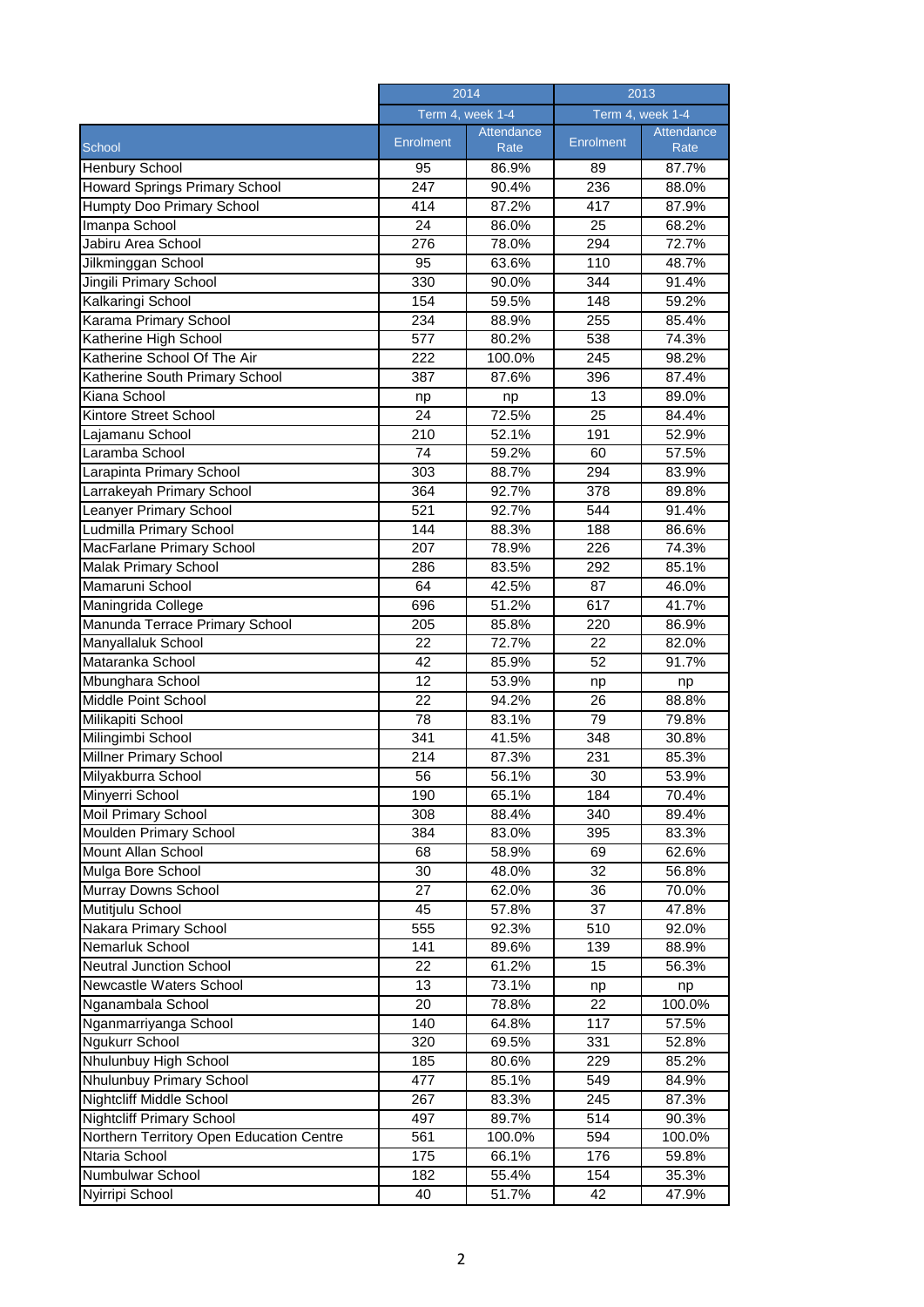| School | 2014 | | 2013 | |
|---|---|---|---|---|
| | Term 4, week 1-4 | | Term 4, week 1-4 | |
| | Enrolment | Attendance Rate | Enrolment | Attendance Rate |
| Henbury School | 95 | 86.9% | 89 | 87.7% |
| Howard Springs Primary School | 247 | 90.4% | 236 | 88.0% |
| Humpty Doo Primary School | 414 | 87.2% | 417 | 87.9% |
| Imanpa School | 24 | 86.0% | 25 | 68.2% |
| Jabiru Area School | 276 | 78.0% | 294 | 72.7% |
| Jilkminggan School | 95 | 63.6% | 110 | 48.7% |
| Jingili Primary School | 330 | 90.0% | 344 | 91.4% |
| Kalkaringi School | 154 | 59.5% | 148 | 59.2% |
| Karama Primary School | 234 | 88.9% | 255 | 85.4% |
| Katherine High School | 577 | 80.2% | 538 | 74.3% |
| Katherine School Of The Air | 222 | 100.0% | 245 | 98.2% |
| Katherine South Primary School | 387 | 87.6% | 396 | 87.4% |
| Kiana School | np | np | 13 | 89.0% |
| Kintore Street School | 24 | 72.5% | 25 | 84.4% |
| Lajamanu School | 210 | 52.1% | 191 | 52.9% |
| Laramba School | 74 | 59.2% | 60 | 57.5% |
| Larapinta Primary School | 303 | 88.7% | 294 | 83.9% |
| Larrakeyah Primary School | 364 | 92.7% | 378 | 89.8% |
| Leanyer Primary School | 521 | 92.7% | 544 | 91.4% |
| Ludmilla Primary School | 144 | 88.3% | 188 | 86.6% |
| MacFarlane Primary School | 207 | 78.9% | 226 | 74.3% |
| Malak Primary School | 286 | 83.5% | 292 | 85.1% |
| Mamaruni School | 64 | 42.5% | 87 | 46.0% |
| Maningrida College | 696 | 51.2% | 617 | 41.7% |
| Manunda Terrace Primary School | 205 | 85.8% | 220 | 86.9% |
| Manyallaluk School | 22 | 72.7% | 22 | 82.0% |
| Mataranka School | 42 | 85.9% | 52 | 91.7% |
| Mbunghara School | 12 | 53.9% | np | np |
| Middle Point School | 22 | 94.2% | 26 | 88.8% |
| Milikapiti School | 78 | 83.1% | 79 | 79.8% |
| Milingimbi School | 341 | 41.5% | 348 | 30.8% |
| Millner Primary School | 214 | 87.3% | 231 | 85.3% |
| Milyakburra School | 56 | 56.1% | 30 | 53.9% |
| Minyerri School | 190 | 65.1% | 184 | 70.4% |
| Moil Primary School | 308 | 88.4% | 340 | 89.4% |
| Moulden Primary School | 384 | 83.0% | 395 | 83.3% |
| Mount Allan School | 68 | 58.9% | 69 | 62.6% |
| Mulga Bore School | 30 | 48.0% | 32 | 56.8% |
| Murray Downs School | 27 | 62.0% | 36 | 70.0% |
| Mutitjulu School | 45 | 57.8% | 37 | 47.8% |
| Nakara Primary School | 555 | 92.3% | 510 | 92.0% |
| Nemarluk School | 141 | 89.6% | 139 | 88.9% |
| Neutral Junction School | 22 | 61.2% | 15 | 56.3% |
| Newcastle Waters School | 13 | 73.1% | np | np |
| Nganambala School | 20 | 78.8% | 22 | 100.0% |
| Nganmarriyanga School | 140 | 64.8% | 117 | 57.5% |
| Ngukurr School | 320 | 69.5% | 331 | 52.8% |
| Nhulunbuy High School | 185 | 80.6% | 229 | 85.2% |
| Nhulunbuy Primary School | 477 | 85.1% | 549 | 84.9% |
| Nightcliff Middle School | 267 | 83.3% | 245 | 87.3% |
| Nightcliff Primary School | 497 | 89.7% | 514 | 90.3% |
| Northern Territory Open Education Centre | 561 | 100.0% | 594 | 100.0% |
| Ntaria School | 175 | 66.1% | 176 | 59.8% |
| Numbulwar School | 182 | 55.4% | 154 | 35.3% |
| Nyirripi School | 40 | 51.7% | 42 | 47.9% |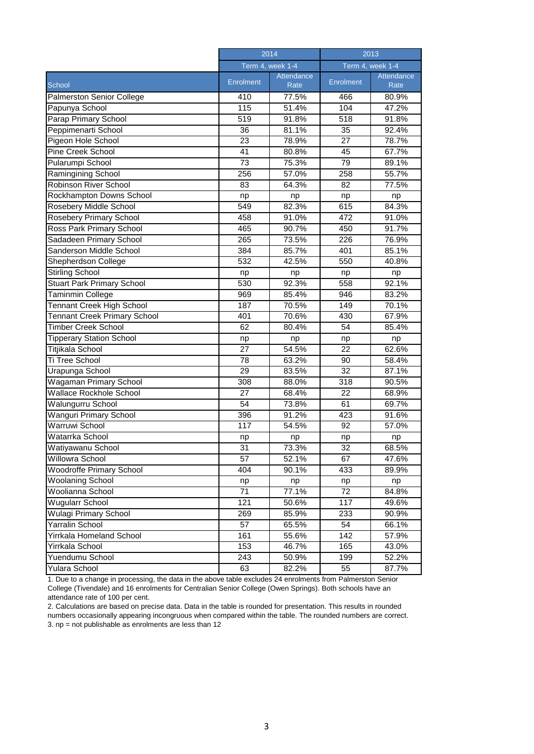| School | 2014 | | 2013 | |
|---|---|---|---|---|
| | Term 4, week 1-4 | | Term 4, week 1-4 | |
| | Enrolment | Attendance Rate | Enrolment | Attendance Rate |
| Palmerston Senior College | 410 | 77.5% | 466 | 80.9% |
| Papunya School | 115 | 51.4% | 104 | 47.2% |
| Parap Primary School | 519 | 91.8% | 518 | 91.8% |
| Peppimenarti School | 36 | 81.1% | 35 | 92.4% |
| Pigeon Hole School | 23 | 78.9% | 27 | 78.7% |
| Pine Creek School | 41 | 80.8% | 45 | 67.7% |
| Pularumpi School | 73 | 75.3% | 79 | 89.1% |
| Ramingining School | 256 | 57.0% | 258 | 55.7% |
| Robinson River School | 83 | 64.3% | 82 | 77.5% |
| Rockhampton Downs School | np | np | np | np |
| Rosebery Middle School | 549 | 82.3% | 615 | 84.3% |
| Rosebery Primary School | 458 | 91.0% | 472 | 91.0% |
| Ross Park Primary School | 465 | 90.7% | 450 | 91.7% |
| Sadadeen Primary School | 265 | 73.5% | 226 | 76.9% |
| Sanderson Middle School | 384 | 85.7% | 401 | 85.1% |
| Shepherdson College | 532 | 42.5% | 550 | 40.8% |
| Stirling School | np | np | np | np |
| Stuart Park Primary School | 530 | 92.3% | 558 | 92.1% |
| Taminmin College | 969 | 85.4% | 946 | 83.2% |
| Tennant Creek High School | 187 | 70.5% | 149 | 70.1% |
| Tennant Creek Primary School | 401 | 70.6% | 430 | 67.9% |
| Timber Creek School | 62 | 80.4% | 54 | 85.4% |
| Tipperary Station School | np | np | np | np |
| Titjikala School | 27 | 54.5% | 22 | 62.6% |
| Ti Tree School | 78 | 63.2% | 90 | 58.4% |
| Urapunga School | 29 | 83.5% | 32 | 87.1% |
| Wagaman Primary School | 308 | 88.0% | 318 | 90.5% |
| Wallace Rockhole School | 27 | 68.4% | 22 | 68.9% |
| Walungurru School | 54 | 73.8% | 61 | 69.7% |
| Wanguri Primary School | 396 | 91.2% | 423 | 91.6% |
| Warruwi School | 117 | 54.5% | 92 | 57.0% |
| Watarrka School | np | np | np | np |
| Watiyawanu School | 31 | 73.3% | 32 | 68.5% |
| Willowra School | 57 | 52.1% | 67 | 47.6% |
| Woodroffe Primary School | 404 | 90.1% | 433 | 89.9% |
| Woolaning School | np | np | np | np |
| Woolianna School | 71 | 77.1% | 72 | 84.8% |
| Wugularr School | 121 | 50.6% | 117 | 49.6% |
| Wulagi Primary School | 269 | 85.9% | 233 | 90.9% |
| Yarralin School | 57 | 65.5% | 54 | 66.1% |
| Yirrkala Homeland School | 161 | 55.6% | 142 | 57.9% |
| Yirrkala School | 153 | 46.7% | 165 | 43.0% |
| Yuendumu School | 243 | 50.9% | 199 | 52.2% |
| Yulara School | 63 | 82.2% | 55 | 87.7% |

1. Due to a change in processing, the data in the above table excludes 24 enrolments from Palmerston Senior College (Tivendale) and 16 enrolments for Centralian Senior College (Owen Springs). Both schools have an attendance rate of 100 per cent.
2. Calculations are based on precise data. Data in the table is rounded for presentation. This results in rounded numbers occasionally appearing incongruous when compared within the table. The rounded numbers are correct.
3. np = not publishable as enrolments are less than 12